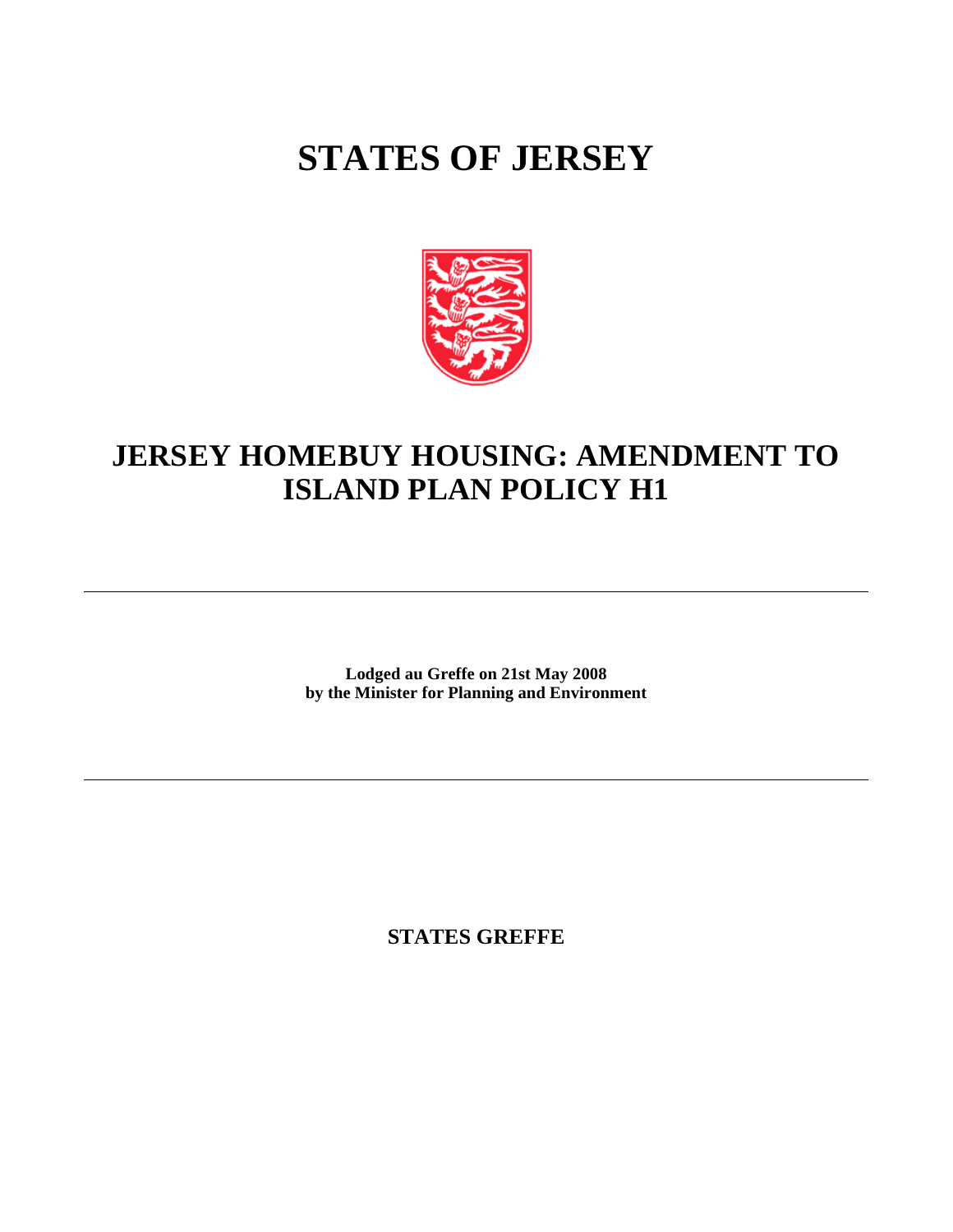# STATES OF JERSEY

## JERSEY HOMEBUY HOUSING: AMENDMENT TO ISLAND PLAN POLICY H1

---

**Lodged au Greffe on 21st May 2008**
**by the Minister for Planning and Environment**

---

**STATES GREFFE**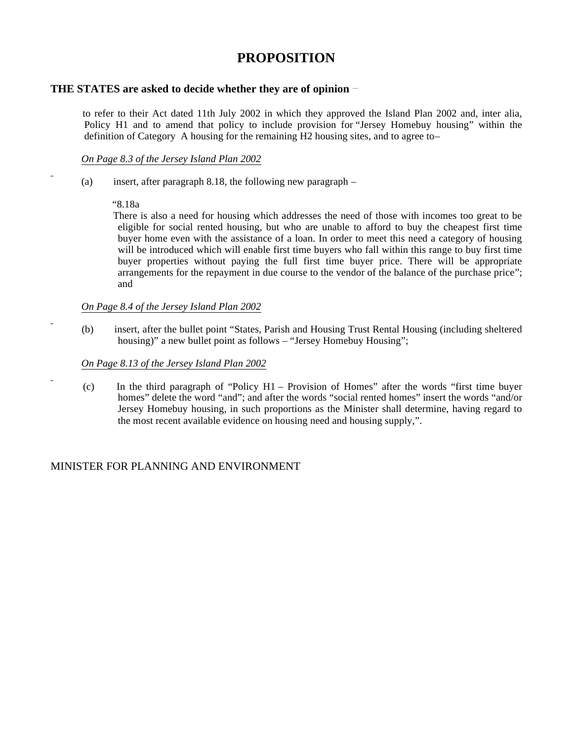# PROPOSITION

**THE STATES are asked to decide whether they are of opinion** −

to refer to their Act dated 11th July 2002 in which they approved the Island Plan 2002 and, inter alia, Policy H1 and to amend that policy to include provision for "Jersey Homebuy housing" within the definition of Category A housing for the remaining H2 housing sites, and to agree to–

*On Page 8.3 of the Jersey Island Plan 2002*

(a) insert, after paragraph 8.18, the following new paragraph –

"8.18a

There is also a need for housing which addresses the need of those with incomes too great to be eligible for social rented housing, but who are unable to afford to buy the cheapest first time buyer home even with the assistance of a loan. In order to meet this need a category of housing will be introduced which will enable first time buyers who fall within this range to buy first time buyer properties without paying the full first time buyer price. There will be appropriate arrangements for the repayment in due course to the vendor of the balance of the purchase price"; and

*On Page 8.4 of the Jersey Island Plan 2002*

(b) insert, after the bullet point "States, Parish and Housing Trust Rental Housing (including sheltered housing)" a new bullet point as follows – "Jersey Homebuy Housing";

*On Page 8.13 of the Jersey Island Plan 2002*

(c) In the third paragraph of "Policy H1 – Provision of Homes" after the words "first time buyer homes" delete the word "and"; and after the words "social rented homes" insert the words "and/or Jersey Homebuy housing, in such proportions as the Minister shall determine, having regard to the most recent available evidence on housing need and housing supply,".

MINISTER FOR PLANNING AND ENVIRONMENT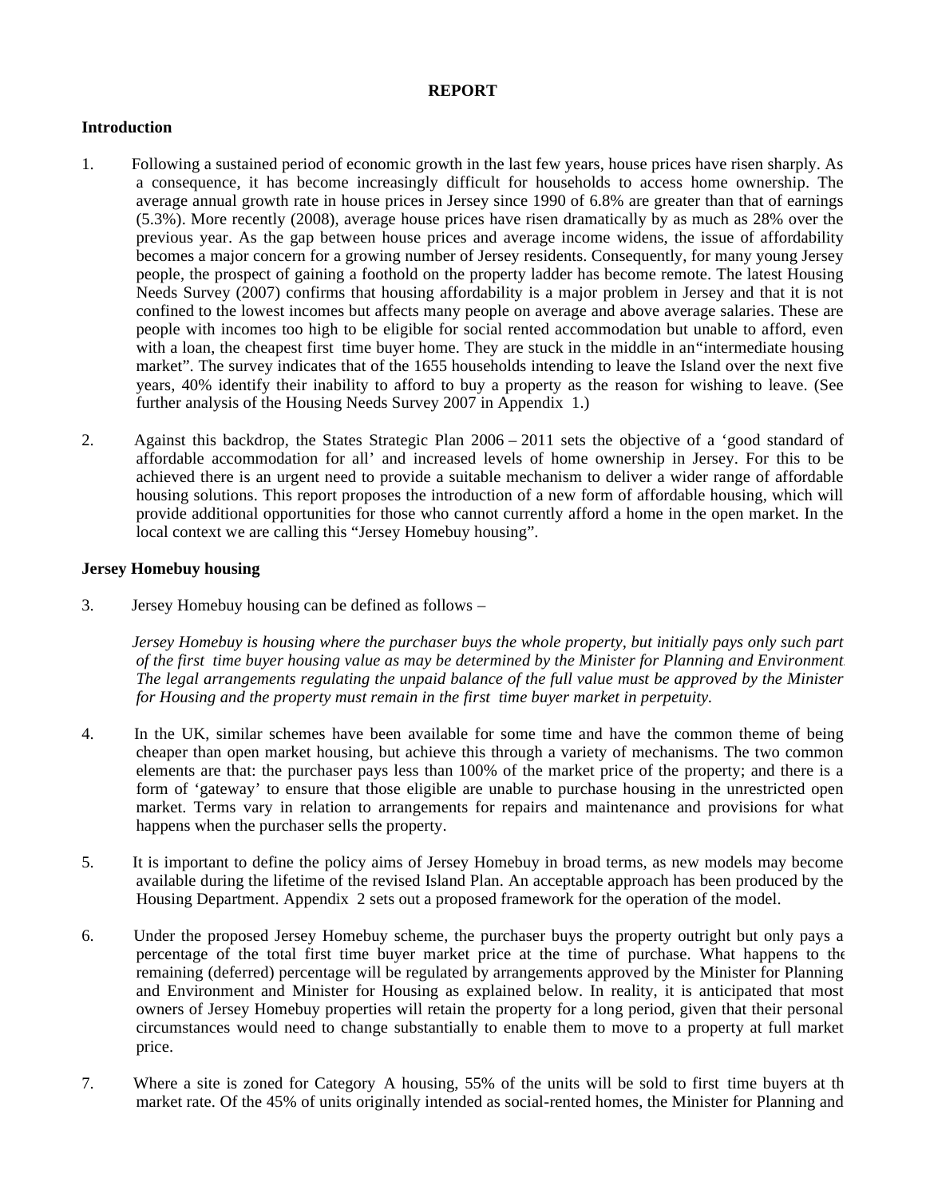# REPORT

## Introduction

1. Following a sustained period of economic growth in the last few years, house prices have risen sharply. As a consequence, it has become increasingly difficult for households to access home ownership. The average annual growth rate in house prices in Jersey since 1990 of 6.8% are greater than that of earnings (5.3%). More recently (2008), average house prices have risen dramatically by as much as 28% over the previous year. As the gap between house prices and average income widens, the issue of affordability becomes a major concern for a growing number of Jersey residents. Consequently, for many young Jersey people, the prospect of gaining a foothold on the property ladder has become remote. The latest Housing Needs Survey (2007) confirms that housing affordability is a major problem in Jersey and that it is not confined to the lowest incomes but affects many people on average and above average salaries. These are people with incomes too high to be eligible for social rented accommodation but unable to afford, even with a loan, the cheapest first time buyer home. They are stuck in the middle in an"intermediate housing market". The survey indicates that of the 1655 households intending to leave the Island over the next five years, 40% identify their inability to afford to buy a property as the reason for wishing to leave. (See further analysis of the Housing Needs Survey 2007 in Appendix 1.)

2. Against this backdrop, the States Strategic Plan 2006 – 2011 sets the objective of a 'good standard of affordable accommodation for all' and increased levels of home ownership in Jersey. For this to be achieved there is an urgent need to provide a suitable mechanism to deliver a wider range of affordable housing solutions. This report proposes the introduction of a new form of affordable housing, which will provide additional opportunities for those who cannot currently afford a home in the open market. In the local context we are calling this "Jersey Homebuy housing".

## Jersey Homebuy housing

3. Jersey Homebuy housing can be defined as follows –

   *Jersey Homebuy is housing where the purchaser buys the whole property, but initially pays only such part of the first time buyer housing value as may be determined by the Minister for Planning and Environment. The legal arrangements regulating the unpaid balance of the full value must be approved by the Minister for Housing and the property must remain in the first time buyer market in perpetuity.*

4. In the UK, similar schemes have been available for some time and have the common theme of being cheaper than open market housing, but achieve this through a variety of mechanisms. The two common elements are that: the purchaser pays less than 100% of the market price of the property; and there is a form of 'gateway' to ensure that those eligible are unable to purchase housing in the unrestricted open market. Terms vary in relation to arrangements for repairs and maintenance and provisions for what happens when the purchaser sells the property.

5. It is important to define the policy aims of Jersey Homebuy in broad terms, as new models may become available during the lifetime of the revised Island Plan. An acceptable approach has been produced by the Housing Department. Appendix 2 sets out a proposed framework for the operation of the model.

6. Under the proposed Jersey Homebuy scheme, the purchaser buys the property outright but only pays a percentage of the total first time buyer market price at the time of purchase. What happens to the remaining (deferred) percentage will be regulated by arrangements approved by the Minister for Planning and Environment and Minister for Housing as explained below. In reality, it is anticipated that most owners of Jersey Homebuy properties will retain the property for a long period, given that their personal circumstances would need to change substantially to enable them to move to a property at full market price.

7. Where a site is zoned for Category A housing, 55% of the units will be sold to first time buyers at the market rate. Of the 45% of units originally intended as social-rented homes, the Minister for Planning and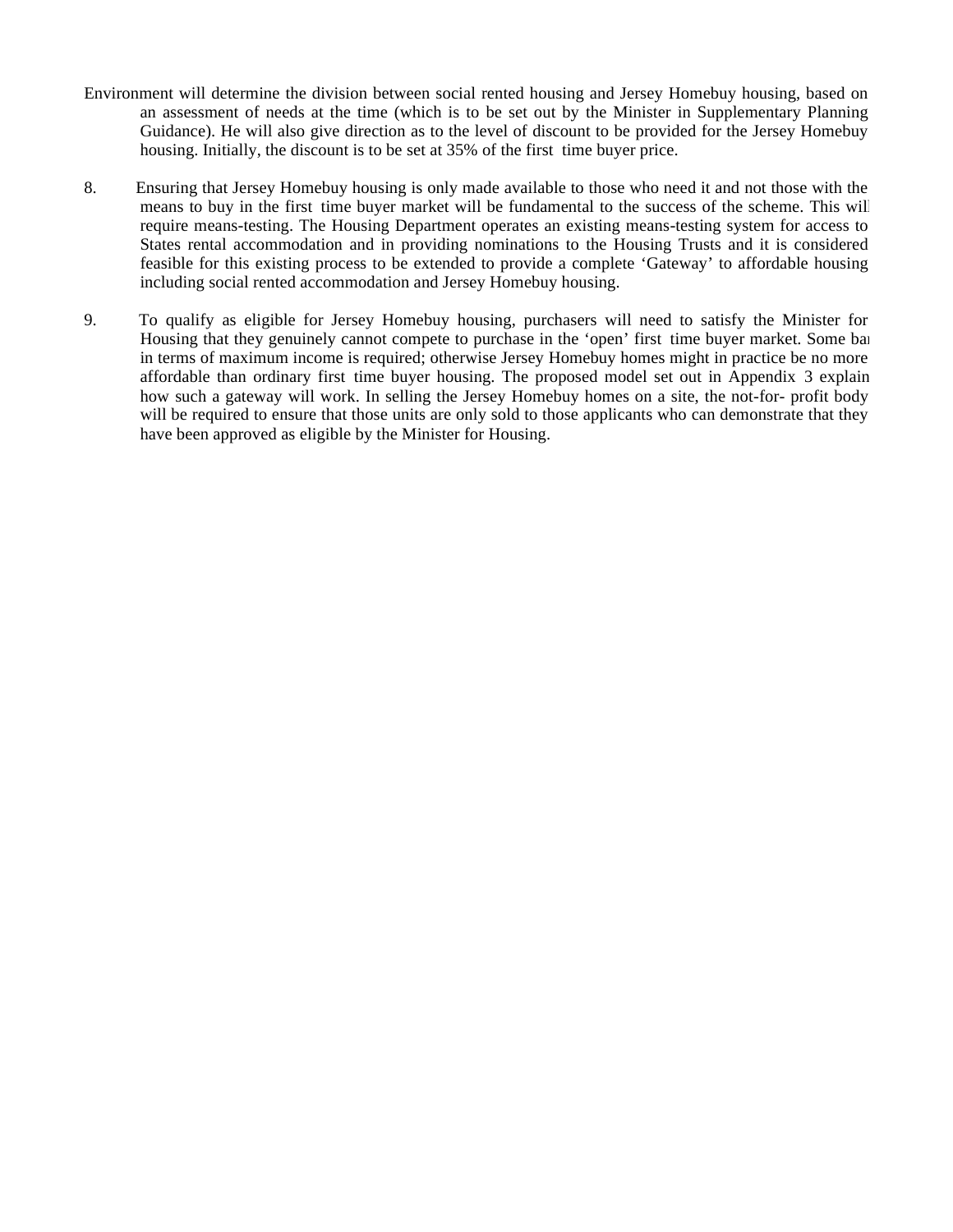Environment will determine the division between social rented housing and Jersey Homebuy housing, based on an assessment of needs at the time (which is to be set out by the Minister in Supplementary Planning Guidance). He will also give direction as to the level of discount to be provided for the Jersey Homebuy housing. Initially, the discount is to be set at 35% of the first time buyer price.

8. Ensuring that Jersey Homebuy housing is only made available to those who need it and not those with the means to buy in the first time buyer market will be fundamental to the success of the scheme. This will require means-testing. The Housing Department operates an existing means-testing system for access to States rental accommodation and in providing nominations to the Housing Trusts and it is considered feasible for this existing process to be extended to provide a complete 'Gateway' to affordable housing including social rented accommodation and Jersey Homebuy housing.

9. To qualify as eligible for Jersey Homebuy housing, purchasers will need to satisfy the Minister for Housing that they genuinely cannot compete to purchase in the 'open' first time buyer market. Some bar in terms of maximum income is required; otherwise Jersey Homebuy homes might in practice be no more affordable than ordinary first time buyer housing. The proposed model set out in Appendix 3 explain how such a gateway will work. In selling the Jersey Homebuy homes on a site, the not-for- profit body will be required to ensure that those units are only sold to those applicants who can demonstrate that they have been approved as eligible by the Minister for Housing.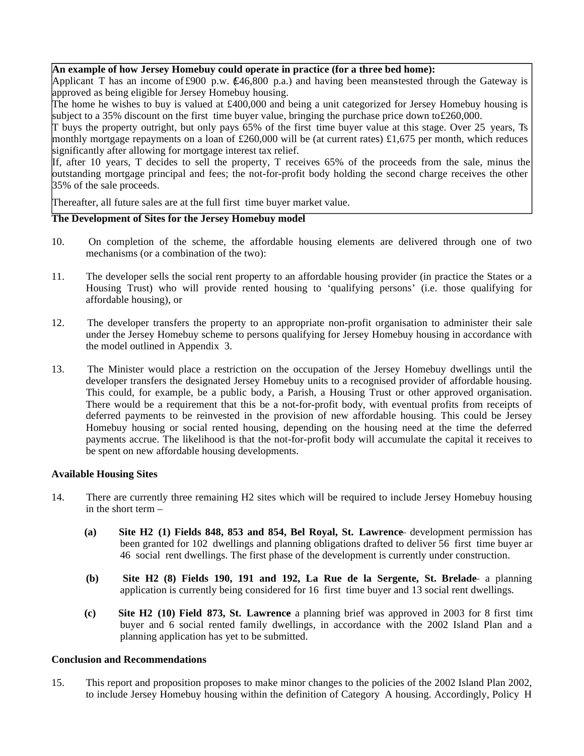**An example of how Jersey Homebuy could operate in practice (for a three bed home):**

Applicant T has an income of £900 p.w. (£46,800 p.a.) and having been means-tested through the Gateway is approved as being eligible for Jersey Homebuy housing.

The home he wishes to buy is valued at £400,000 and being a unit categorized for Jersey Homebuy housing is subject to a 35% discount on the first time buyer value, bringing the purchase price down to £260,000.

T buys the property outright, but only pays 65% of the first time buyer value at this stage. Over 25 years, T's monthly mortgage repayments on a loan of £260,000 will be (at current rates) £1,675 per month, which reduces significantly after allowing for mortgage interest tax relief.

If, after 10 years, T decides to sell the property, T receives 65% of the proceeds from the sale, minus the outstanding mortgage principal and fees; the not-for-profit body holding the second charge receives the other 35% of the sale proceeds.

Thereafter, all future sales are at the full first time buyer market value.

**The Development of Sites for the Jersey Homebuy model**

10. On completion of the scheme, the affordable housing elements are delivered through one of two mechanisms (or a combination of the two):

11. The developer sells the social rent property to an affordable housing provider (in practice the States or a Housing Trust) who will provide rented housing to 'qualifying persons' (i.e. those qualifying for affordable housing), or

12. The developer transfers the property to an appropriate non-profit organisation to administer their sale under the Jersey Homebuy scheme to persons qualifying for Jersey Homebuy housing in accordance with the model outlined in Appendix 3.

13. The Minister would place a restriction on the occupation of the Jersey Homebuy dwellings until the developer transfers the designated Jersey Homebuy units to a recognised provider of affordable housing. This could, for example, be a public body, a Parish, a Housing Trust or other approved organisation. There would be a requirement that this be a not-for-profit body, with eventual profits from receipts of deferred payments to be reinvested in the provision of new affordable housing. This could be Jersey Homebuy housing or social rented housing, depending on the housing need at the time the deferred payments accrue. The likelihood is that the not-for-profit body will accumulate the capital it receives to be spent on new affordable housing developments.

**Available Housing Sites**

14. There are currently three remaining H2 sites which will be required to include Jersey Homebuy housing in the short term –

(a) **Site H2 (1) Fields 848, 853 and 854, Bel Royal, St. Lawrence** – development permission has been granted for 102 dwellings and planning obligations drafted to deliver 56 first time buyer and 46 social rent dwellings. The first phase of the development is currently under construction.

(b) **Site H2 (8) Fields 190, 191 and 192, La Rue de la Sergente, St. Brelade** – a planning application is currently being considered for 16 first time buyer and 13 social rent dwellings.

(c) **Site H2 (10) Field 873, St. Lawrence** – a planning brief was approved in 2003 for 8 first time buyer and 6 social rented family dwellings, in accordance with the 2002 Island Plan and a planning application has yet to be submitted.

**Conclusion and Recommendations**

15. This report and proposition proposes to make minor changes to the policies of the 2002 Island Plan 2002, to include Jersey Homebuy housing within the definition of Category A housing. Accordingly, Policy H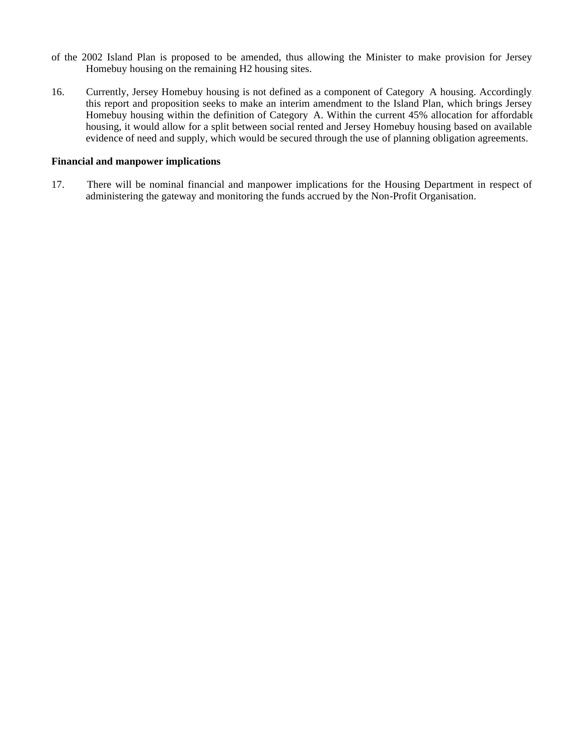of the 2002 Island Plan is proposed to be amended, thus allowing the Minister to make provision for Jersey Homebuy housing on the remaining H2 housing sites.

16. Currently, Jersey Homebuy housing is not defined as a component of Category A housing. Accordingly, this report and proposition seeks to make an interim amendment to the Island Plan, which brings Jersey Homebuy housing within the definition of Category A. Within the current 45% allocation for affordable housing, it would allow for a split between social rented and Jersey Homebuy housing based on available evidence of need and supply, which would be secured through the use of planning obligation agreements.

**Financial and manpower implications**

17. There will be nominal financial and manpower implications for the Housing Department in respect of administering the gateway and monitoring the funds accrued by the Non-Profit Organisation.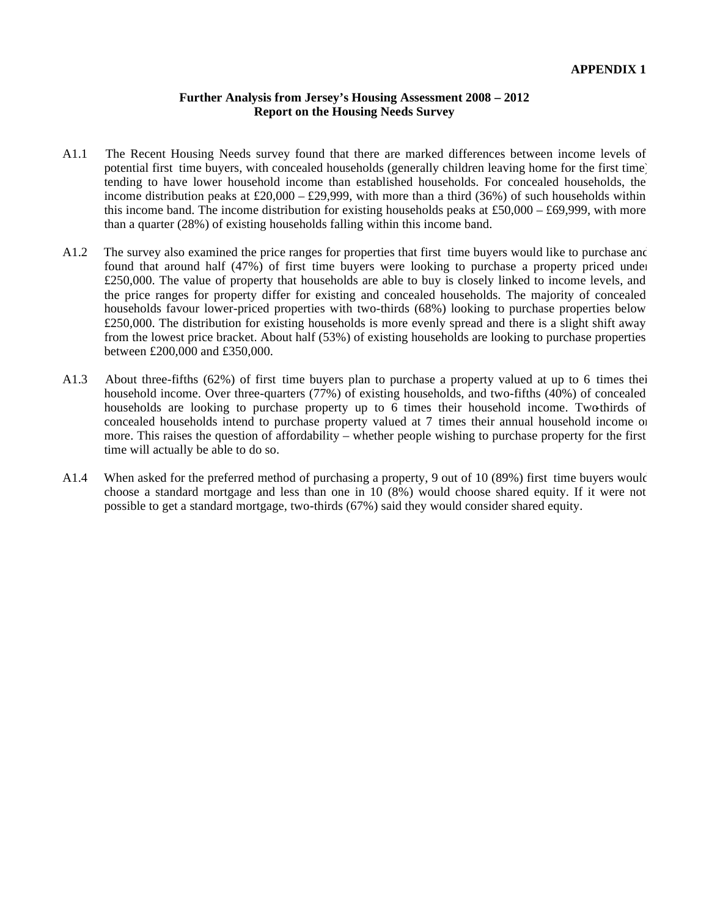**APPENDIX 1**

**Further Analysis from Jersey's Housing Assessment 2008 – 2012**
**Report on the Housing Needs Survey**

A1.1 The Recent Housing Needs survey found that there are marked differences between income levels of potential first time buyers, with concealed households (generally children leaving home for the first time) tending to have lower household income than established households. For concealed households, the income distribution peaks at £20,000 – £29,999, with more than a third (36%) of such households within this income band. The income distribution for existing households peaks at £50,000 – £69,999, with more than a quarter (28%) of existing households falling within this income band.

A1.2 The survey also examined the price ranges for properties that first time buyers would like to purchase and found that around half (47%) of first time buyers were looking to purchase a property priced under £250,000. The value of property that households are able to buy is closely linked to income levels, and the price ranges for property differ for existing and concealed households. The majority of concealed households favour lower-priced properties with two-thirds (68%) looking to purchase properties below £250,000. The distribution for existing households is more evenly spread and there is a slight shift away from the lowest price bracket. About half (53%) of existing households are looking to purchase properties between £200,000 and £350,000.

A1.3 About three-fifths (62%) of first time buyers plan to purchase a property valued at up to 6 times their household income. Over three-quarters (77%) of existing households, and two-fifths (40%) of concealed households are looking to purchase property up to 6 times their household income. Two-thirds of concealed households intend to purchase property valued at 7 times their annual household income or more. This raises the question of affordability – whether people wishing to purchase property for the first time will actually be able to do so.

A1.4 When asked for the preferred method of purchasing a property, 9 out of 10 (89%) first time buyers would choose a standard mortgage and less than one in 10 (8%) would choose shared equity. If it were not possible to get a standard mortgage, two-thirds (67%) said they would consider shared equity.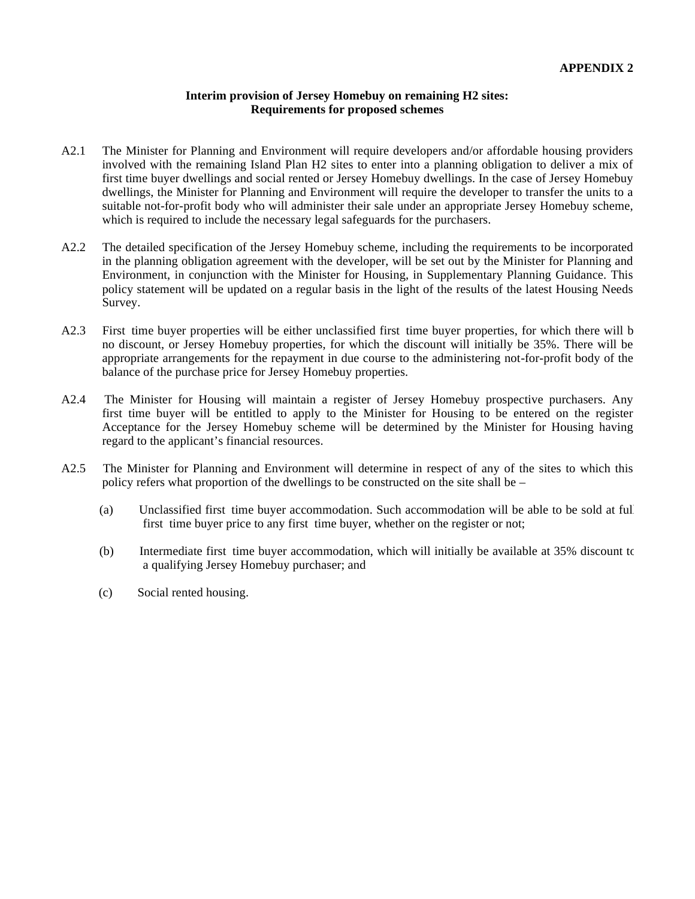**APPENDIX 2**

**Interim provision of Jersey Homebuy on remaining H2 sites: Requirements for proposed schemes**

A2.1 The Minister for Planning and Environment will require developers and/or affordable housing providers involved with the remaining Island Plan H2 sites to enter into a planning obligation to deliver a mix of first time buyer dwellings and social rented or Jersey Homebuy dwellings. In the case of Jersey Homebuy dwellings, the Minister for Planning and Environment will require the developer to transfer the units to a suitable not-for-profit body who will administer their sale under an appropriate Jersey Homebuy scheme, which is required to include the necessary legal safeguards for the purchasers.

A2.2 The detailed specification of the Jersey Homebuy scheme, including the requirements to be incorporated in the planning obligation agreement with the developer, will be set out by the Minister for Planning and Environment, in conjunction with the Minister for Housing, in Supplementary Planning Guidance. This policy statement will be updated on a regular basis in the light of the results of the latest Housing Needs Survey.

A2.3 First time buyer properties will be either unclassified first time buyer properties, for which there will be no discount, or Jersey Homebuy properties, for which the discount will initially be 35%. There will be appropriate arrangements for the repayment in due course to the administering not-for-profit body of the balance of the purchase price for Jersey Homebuy properties.

A2.4 The Minister for Housing will maintain a register of Jersey Homebuy prospective purchasers. Any first time buyer will be entitled to apply to the Minister for Housing to be entered on the register. Acceptance for the Jersey Homebuy scheme will be determined by the Minister for Housing having regard to the applicant's financial resources.

A2.5 The Minister for Planning and Environment will determine in respect of any of the sites to which this policy refers what proportion of the dwellings to be constructed on the site shall be –

(a) Unclassified first time buyer accommodation. Such accommodation will be able to be sold at full first time buyer price to any first time buyer, whether on the register or not;

(b) Intermediate first time buyer accommodation, which will initially be available at 35% discount to a qualifying Jersey Homebuy purchaser; and

(c) Social rented housing.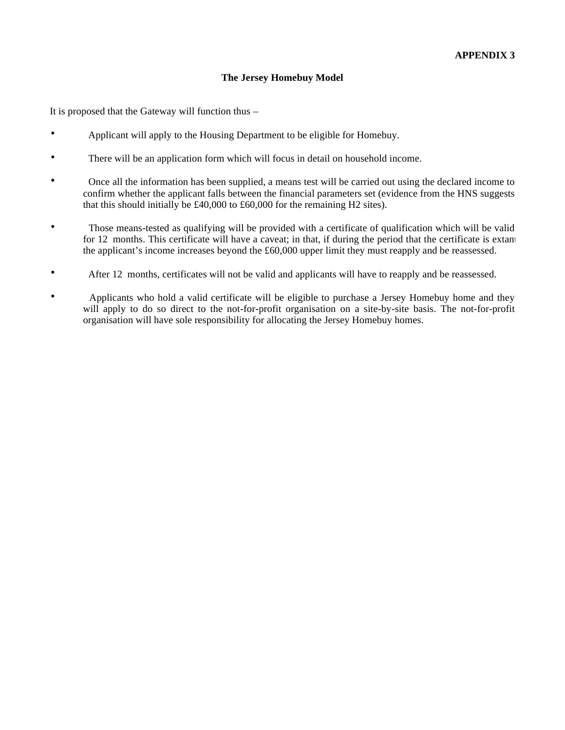**APPENDIX 3**

**The Jersey Homebuy Model**

It is proposed that the Gateway will function thus –

- Applicant will apply to the Housing Department to be eligible for Homebuy.
- There will be an application form which will focus in detail on household income.
- Once all the information has been supplied, a means test will be carried out using the declared income to confirm whether the applicant falls between the financial parameters set (evidence from the HNS suggests that this should initially be £40,000 to £60,000 for the remaining H2 sites).
- Those means-tested as qualifying will be provided with a certificate of qualification which will be valid for 12 months. This certificate will have a caveat; in that, if during the period that the certificate is extant the applicant's income increases beyond the £60,000 upper limit they must reapply and be reassessed.
- After 12 months, certificates will not be valid and applicants will have to reapply and be reassessed.
- Applicants who hold a valid certificate will be eligible to purchase a Jersey Homebuy home and they will apply to do so direct to the not-for-profit organisation on a site-by-site basis. The not-for-profit organisation will have sole responsibility for allocating the Jersey Homebuy homes.